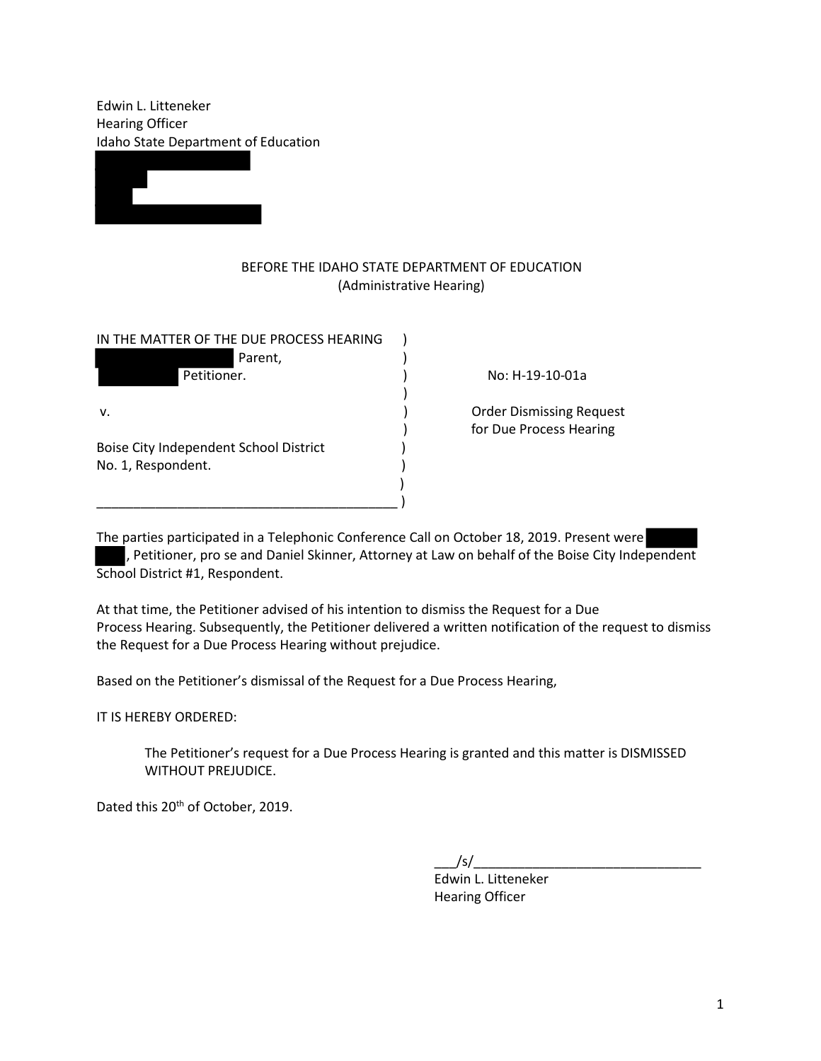Edwin L. Litteneker
Hearing Officer
Idaho State Department of Education

BEFORE THE IDAHO STATE DEPARTMENT OF EDUCATION
(Administrative Hearing)

| | |
|---|---|
| IN THE MATTER OF THE DUE PROCESS HEARING Parent, Petitioner. | No: H-19-10-01a |
| v. | Order Dismissing Request for Due Process Hearing |
| Boise City Independent School District No. 1, Respondent. | |

The parties participated in a Telephonic Conference Call on October 18, 2019. Present were , Petitioner, pro se and Daniel Skinner, Attorney at Law on behalf of the Boise City Independent School District #1, Respondent.

At that time, the Petitioner advised of his intention to dismiss the Request for a Due Process Hearing. Subsequently, the Petitioner delivered a written notification of the request to dismiss the Request for a Due Process Hearing without prejudice.

Based on the Petitioner's dismissal of the Request for a Due Process Hearing,

IT IS HEREBY ORDERED:

> The Petitioner's request for a Due Process Hearing is granted and this matter is DISMISSED WITHOUT PREJUDICE.

Dated this 20th of October, 2019.

___/s/_______________________________
Edwin L. Litteneker
Hearing Officer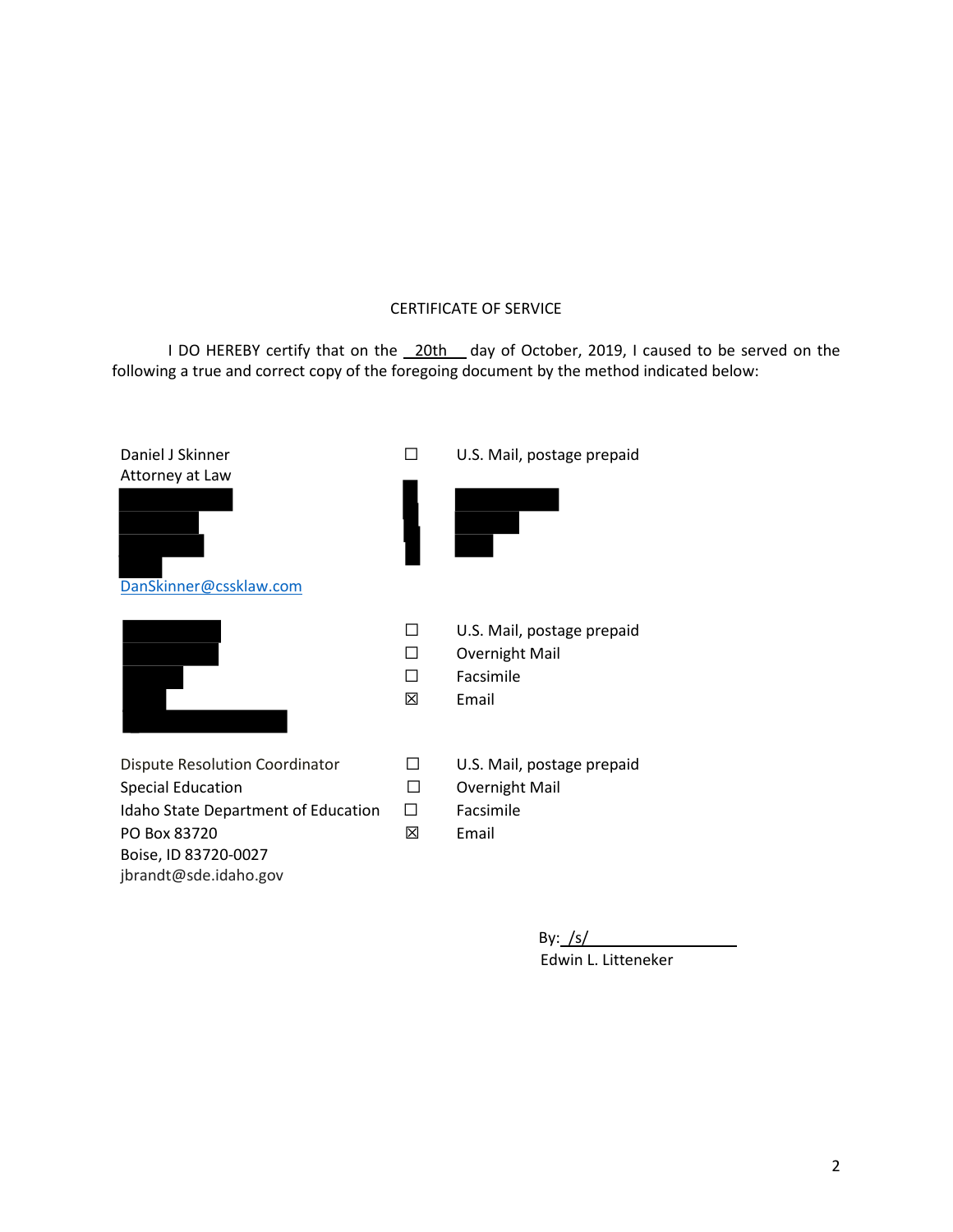## CERTIFICATE OF SERVICE

I DO HEREBY certify that on the 20th day of October, 2019, I caused to be served on the following a true and correct copy of the foregoing document by the method indicated below:

| | | |
|---|---|---|
| Daniel J Skinner<br>Attorney at Law<br>DanSkinner@cssklaw.com | ☐ | U.S. Mail, postage prepaid |
| | ☐<br>☐<br>☐<br>☒ | U.S. Mail, postage prepaid<br>Overnight Mail<br>Facsimile<br>Email |
| Dispute Resolution Coordinator<br>Special Education<br>Idaho State Department of Education<br>PO Box 83720<br>Boise, ID 83720-0027<br>jbrandt@sde.idaho.gov | ☐<br>☐<br>☐<br>☒ | U.S. Mail, postage prepaid<br>Overnight Mail<br>Facsimile<br>Email |

By: /s/
Edwin L. Litteneker